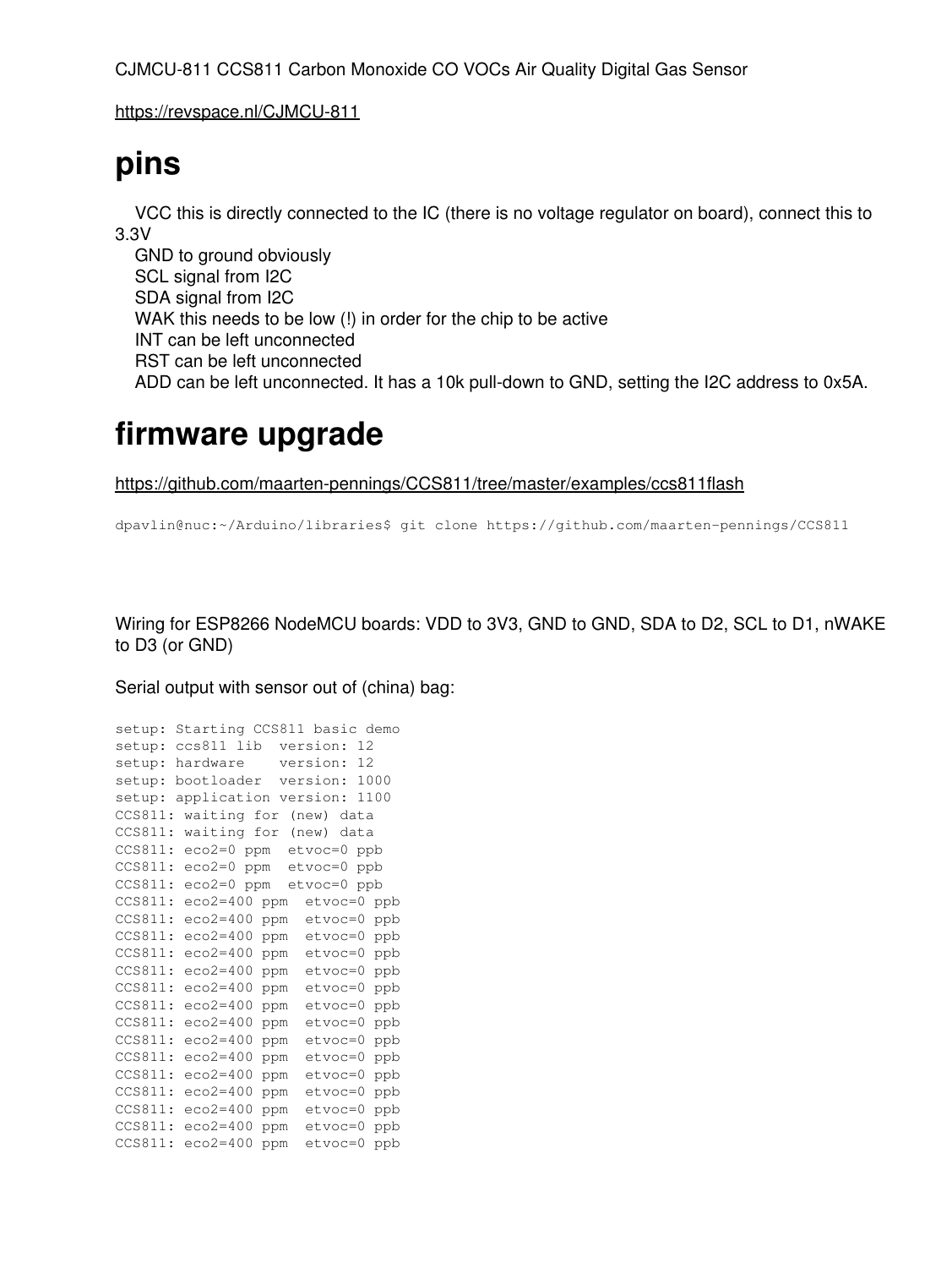CJMCU-811 CCS811 Carbon Monoxide CO VOCs Air Quality Digital Gas Sensor

https://revspace.nl/CJMCU-811

# pins

- VCC this is directly connected to the IC (there is no voltage regulator on board), connect this to 3.3V
- GND to ground obviously
- SCL signal from I2C
- SDA signal from I2C
- WAK this needs to be low (!) in order for the chip to be active
- INT can be left unconnected
- RST can be left unconnected
- ADD can be left unconnected. It has a 10k pull-down to GND, setting the I2C address to 0x5A.

# firmware upgrade

https://github.com/maarten-pennings/CCS811/tree/master/examples/ccs811flash

```
dpavlin@nuc:~/Arduino/libraries$ git clone https://github.com/maarten-pennings/CCS811
```

Wiring for ESP8266 NodeMCU boards: VDD to 3V3, GND to GND, SDA to D2, SCL to D1, nWAKE to D3 (or GND)

Serial output with sensor out of (china) bag:

```
setup: Starting CCS811 basic demo
setup: ccs811 lib  version: 12
setup: hardware    version: 12
setup: bootloader  version: 1000
setup: application version: 1100
CCS811: waiting for (new) data
CCS811: waiting for (new) data
CCS811: eco2=0 ppm  etvoc=0 ppb
CCS811: eco2=0 ppm  etvoc=0 ppb
CCS811: eco2=0 ppm  etvoc=0 ppb
CCS811: eco2=400 ppm  etvoc=0 ppb
CCS811: eco2=400 ppm  etvoc=0 ppb
CCS811: eco2=400 ppm  etvoc=0 ppb
CCS811: eco2=400 ppm  etvoc=0 ppb
CCS811: eco2=400 ppm  etvoc=0 ppb
CCS811: eco2=400 ppm  etvoc=0 ppb
CCS811: eco2=400 ppm  etvoc=0 ppb
CCS811: eco2=400 ppm  etvoc=0 ppb
CCS811: eco2=400 ppm  etvoc=0 ppb
CCS811: eco2=400 ppm  etvoc=0 ppb
CCS811: eco2=400 ppm  etvoc=0 ppb
CCS811: eco2=400 ppm  etvoc=0 ppb
CCS811: eco2=400 ppm  etvoc=0 ppb
CCS811: eco2=400 ppm  etvoc=0 ppb
CCS811: eco2=400 ppm  etvoc=0 ppb
```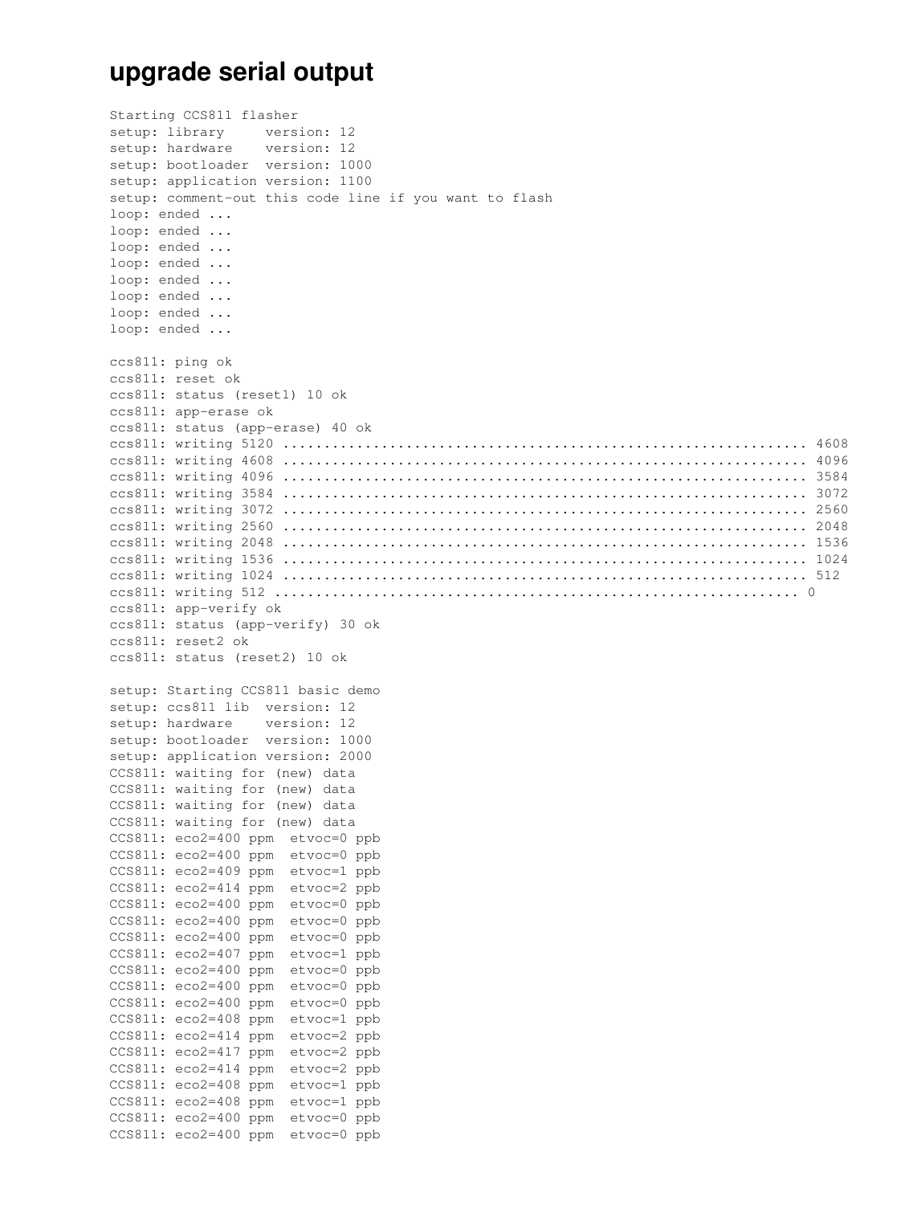# upgrade serial output

```
Starting CCS811 flasher
setup: library     version: 12
setup: hardware    version: 12
setup: bootloader  version: 1000
setup: application version: 1100
setup: comment-out this code line if you want to flash
loop: ended ...
loop: ended ...
loop: ended ...
loop: ended ...
loop: ended ...
loop: ended ...
loop: ended ...
loop: ended ...

ccs811: ping ok
ccs811: reset ok
ccs811: status (reset1) 10 ok
ccs811: app-erase ok
ccs811: status (app-erase) 40 ok
ccs811: writing 5120 ................................................................ 4608
ccs811: writing 4608 ................................................................ 4096
ccs811: writing 4096 ................................................................ 3584
ccs811: writing 3584 ................................................................ 3072
ccs811: writing 3072 ................................................................ 2560
ccs811: writing 2560 ................................................................ 2048
ccs811: writing 2048 ................................................................ 1536
ccs811: writing 1536 ................................................................ 1024
ccs811: writing 1024 ................................................................ 512
ccs811: writing 512 ................................................................ 0
ccs811: app-verify ok
ccs811: status (app-verify) 30 ok
ccs811: reset2 ok
ccs811: status (reset2) 10 ok

setup: Starting CCS811 basic demo
setup: ccs811 lib  version: 12
setup: hardware    version: 12
setup: bootloader  version: 1000
setup: application version: 2000
CCS811: waiting for (new) data
CCS811: waiting for (new) data
CCS811: waiting for (new) data
CCS811: waiting for (new) data
CCS811: eco2=400 ppm  etvoc=0 ppb
CCS811: eco2=400 ppm  etvoc=0 ppb
CCS811: eco2=409 ppm  etvoc=1 ppb
CCS811: eco2=414 ppm  etvoc=2 ppb
CCS811: eco2=400 ppm  etvoc=0 ppb
CCS811: eco2=400 ppm  etvoc=0 ppb
CCS811: eco2=400 ppm  etvoc=0 ppb
CCS811: eco2=407 ppm  etvoc=1 ppb
CCS811: eco2=400 ppm  etvoc=0 ppb
CCS811: eco2=400 ppm  etvoc=0 ppb
CCS811: eco2=400 ppm  etvoc=0 ppb
CCS811: eco2=408 ppm  etvoc=1 ppb
CCS811: eco2=414 ppm  etvoc=2 ppb
CCS811: eco2=417 ppm  etvoc=2 ppb
CCS811: eco2=414 ppm  etvoc=2 ppb
CCS811: eco2=408 ppm  etvoc=1 ppb
CCS811: eco2=408 ppm  etvoc=1 ppb
CCS811: eco2=400 ppm  etvoc=0 ppb
CCS811: eco2=400 ppm  etvoc=0 ppb
```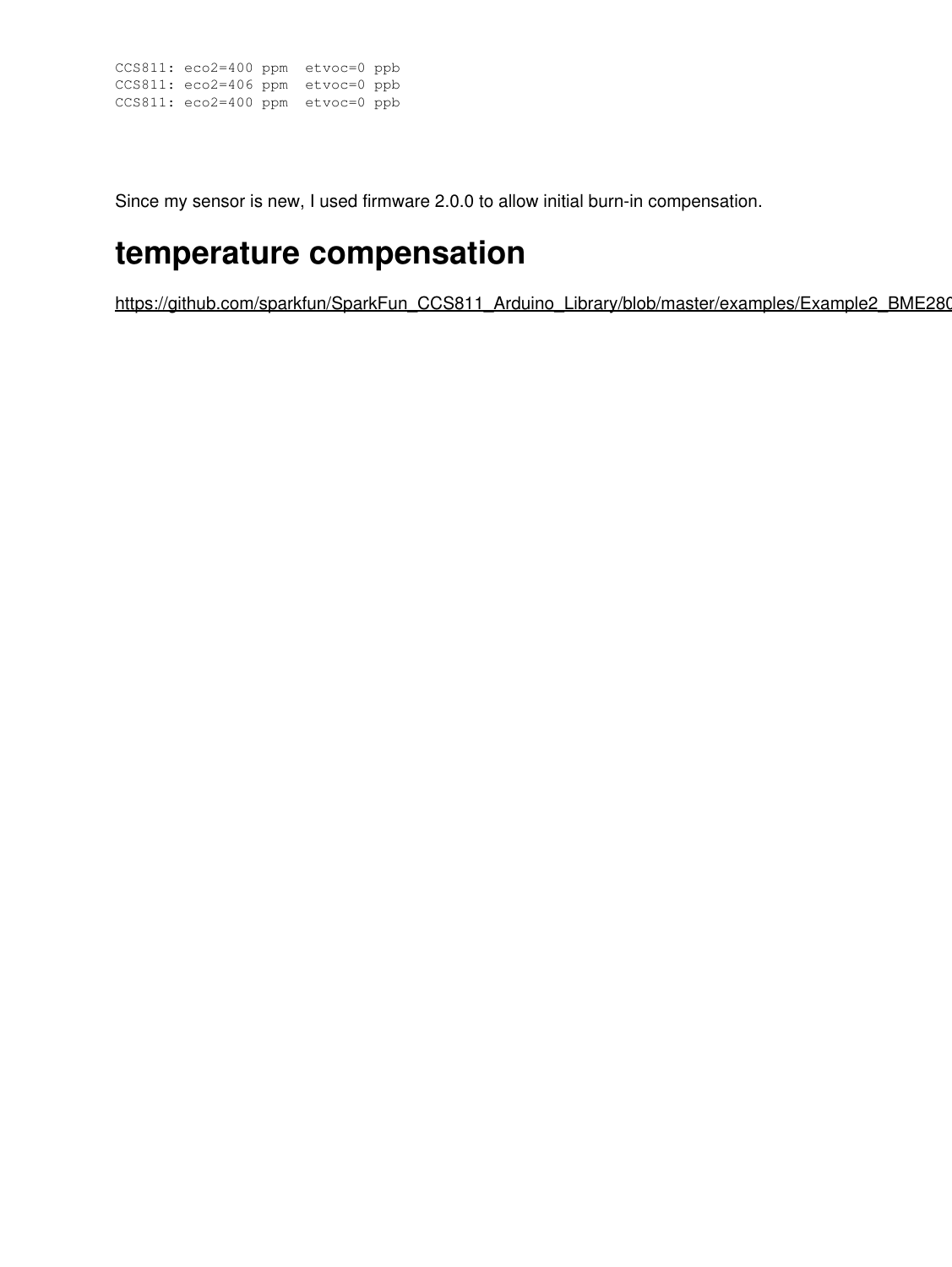```
CCS811: eco2=400 ppm  etvoc=0 ppb
CCS811: eco2=406 ppm  etvoc=0 ppb
CCS811: eco2=400 ppm  etvoc=0 ppb
```

Since my sensor is new, I used firmware 2.0.0 to allow initial burn-in compensation.

# temperature compensation

https://github.com/sparkfun/SparkFun_CCS811_Arduino_Library/blob/master/examples/Example2_BME280